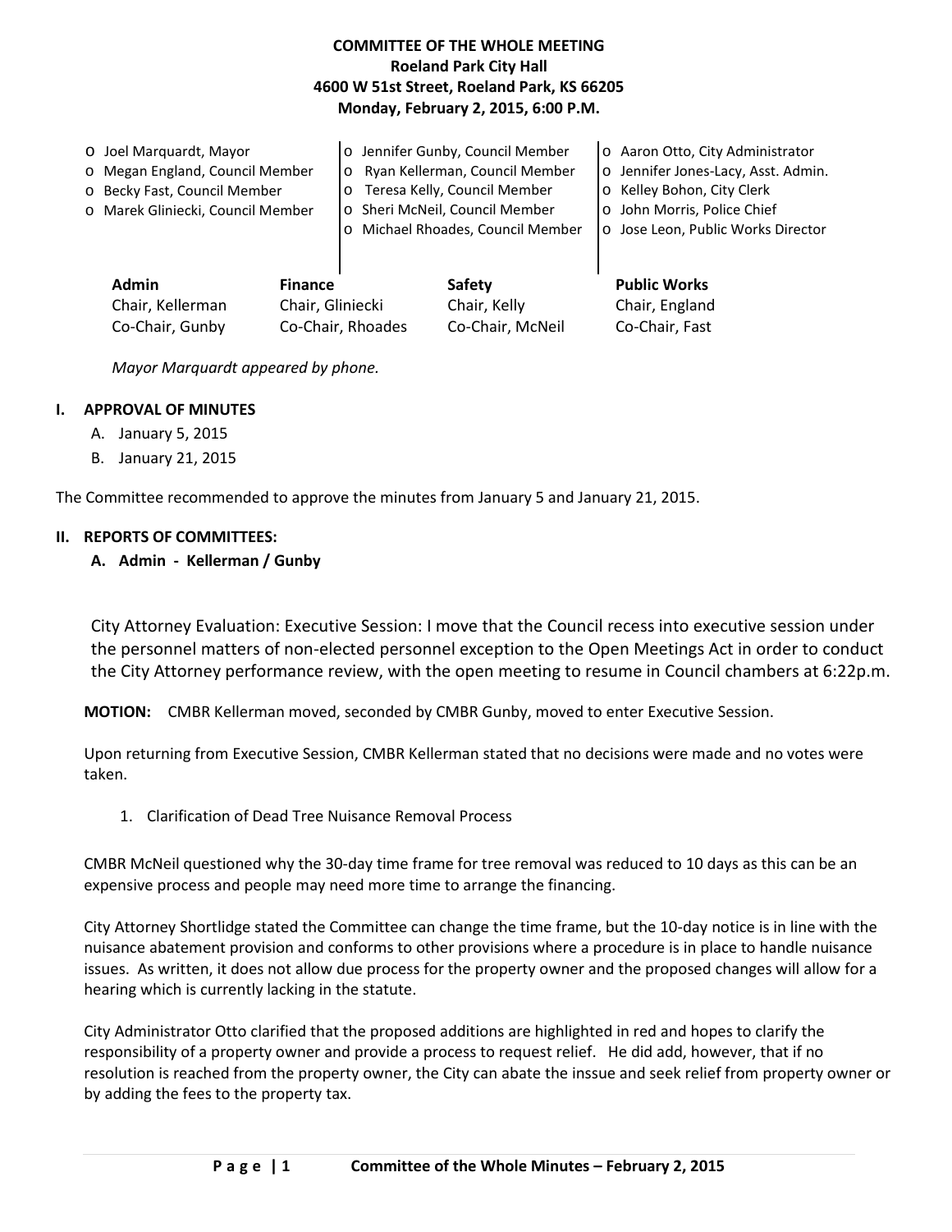# COMMITTEE OF THE WHOLE MEETING
**Roeland Park City Hall**
**4600 W 51st Street, Roeland Park, KS 66205**
**Monday, February 2, 2015, 6:00 P.M.**

- Joel Marquardt, Mayor
- Megan England, Council Member
- Becky Fast, Council Member
- Marek Gliniecki, Council Member
- Jennifer Gunby, Council Member
- Ryan Kellerman, Council Member
- Teresa Kelly, Council Member
- Sheri McNeil, Council Member
- Michael Rhoades, Council Member
- Aaron Otto, City Administrator
- Jennifer Jones-Lacy, Asst. Admin.
- Kelley Bohon, City Clerk
- John Morris, Police Chief
- Jose Leon, Public Works Director

| Admin | Finance | Safety | Public Works |
|---|---|---|---|
| Chair, Kellerman | Chair, Gliniecki | Chair, Kelly | Chair, England |
| Co-Chair, Gunby | Co-Chair, Rhoades | Co-Chair, McNeil | Co-Chair, Fast |

*Mayor Marquardt appeared by phone.*

## I. APPROVAL OF MINUTES

A. January 5, 2015
B. January 21, 2015

The Committee recommended to approve the minutes from January 5 and January 21, 2015.

## II. REPORTS OF COMMITTEES:

### A. Admin - Kellerman / Gunby

City Attorney Evaluation: Executive Session: I move that the Council recess into executive session under the personnel matters of non-elected personnel exception to the Open Meetings Act in order to conduct the City Attorney performance review, with the open meeting to resume in Council chambers at 6:22p.m.

**MOTION:** CMBR Kellerman moved, seconded by CMBR Gunby, moved to enter Executive Session.

Upon returning from Executive Session, CMBR Kellerman stated that no decisions were made and no votes were taken.

1. Clarification of Dead Tree Nuisance Removal Process

CMBR McNeil questioned why the 30-day time frame for tree removal was reduced to 10 days as this can be an expensive process and people may need more time to arrange the financing.

City Attorney Shortlidge stated the Committee can change the time frame, but the 10-day notice is in line with the nuisance abatement provision and conforms to other provisions where a procedure is in place to handle nuisance issues. As written, it does not allow due process for the property owner and the proposed changes will allow for a hearing which is currently lacking in the statute.

City Administrator Otto clarified that the proposed additions are highlighted in red and hopes to clarify the responsibility of a property owner and provide a process to request relief. He did add, however, that if no resolution is reached from the property owner, the City can abate the inssue and seek relief from property owner or by adding the fees to the property tax.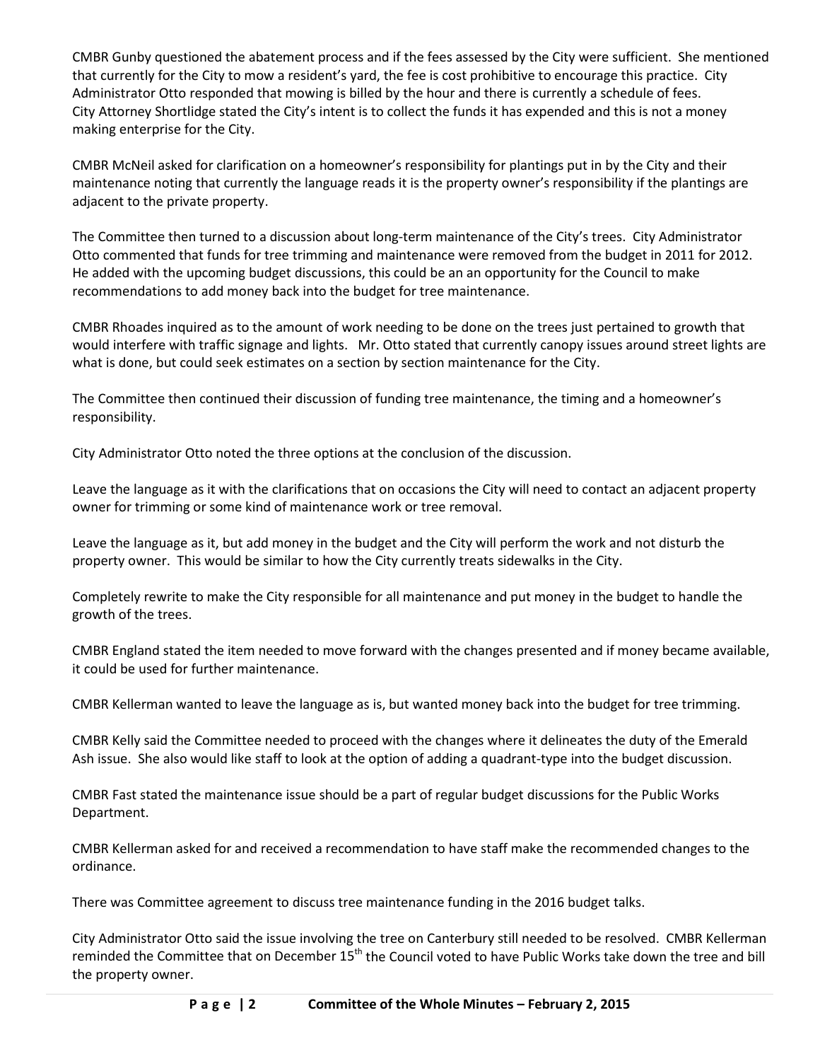CMBR Gunby questioned the abatement process and if the fees assessed by the City were sufficient. She mentioned that currently for the City to mow a resident's yard, the fee is cost prohibitive to encourage this practice. City Administrator Otto responded that mowing is billed by the hour and there is currently a schedule of fees. City Attorney Shortlidge stated the City's intent is to collect the funds it has expended and this is not a money making enterprise for the City.

CMBR McNeil asked for clarification on a homeowner's responsibility for plantings put in by the City and their maintenance noting that currently the language reads it is the property owner's responsibility if the plantings are adjacent to the private property.

The Committee then turned to a discussion about long-term maintenance of the City's trees. City Administrator Otto commented that funds for tree trimming and maintenance were removed from the budget in 2011 for 2012. He added with the upcoming budget discussions, this could be an an opportunity for the Council to make recommendations to add money back into the budget for tree maintenance.

CMBR Rhoades inquired as to the amount of work needing to be done on the trees just pertained to growth that would interfere with traffic signage and lights. Mr. Otto stated that currently canopy issues around street lights are what is done, but could seek estimates on a section by section maintenance for the City.

The Committee then continued their discussion of funding tree maintenance, the timing and a homeowner's responsibility.

City Administrator Otto noted the three options at the conclusion of the discussion.

Leave the language as it with the clarifications that on occasions the City will need to contact an adjacent property owner for trimming or some kind of maintenance work or tree removal.

Leave the language as it, but add money in the budget and the City will perform the work and not disturb the property owner. This would be similar to how the City currently treats sidewalks in the City.

Completely rewrite to make the City responsible for all maintenance and put money in the budget to handle the growth of the trees.

CMBR England stated the item needed to move forward with the changes presented and if money became available, it could be used for further maintenance.

CMBR Kellerman wanted to leave the language as is, but wanted money back into the budget for tree trimming.

CMBR Kelly said the Committee needed to proceed with the changes where it delineates the duty of the Emerald Ash issue. She also would like staff to look at the option of adding a quadrant-type into the budget discussion.

CMBR Fast stated the maintenance issue should be a part of regular budget discussions for the Public Works Department.

CMBR Kellerman asked for and received a recommendation to have staff make the recommended changes to the ordinance.

There was Committee agreement to discuss tree maintenance funding in the 2016 budget talks.

City Administrator Otto said the issue involving the tree on Canterbury still needed to be resolved. CMBR Kellerman reminded the Committee that on December 15th the Council voted to have Public Works take down the tree and bill the property owner.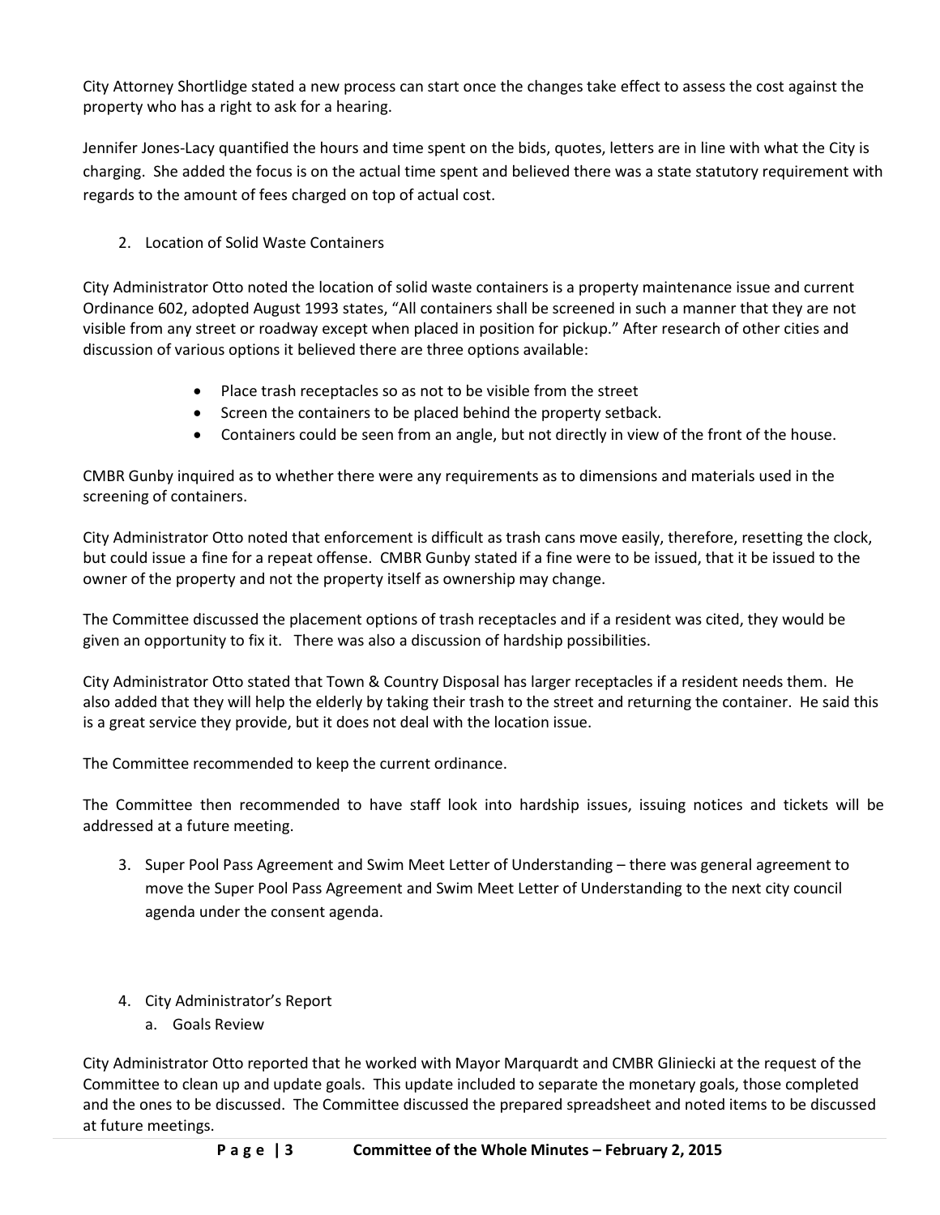City Attorney Shortlidge stated a new process can start once the changes take effect to assess the cost against the property who has a right to ask for a hearing.

Jennifer Jones-Lacy quantified the hours and time spent on the bids, quotes, letters are in line with what the City is charging. She added the focus is on the actual time spent and believed there was a state statutory requirement with regards to the amount of fees charged on top of actual cost.

2. Location of Solid Waste Containers

City Administrator Otto noted the location of solid waste containers is a property maintenance issue and current Ordinance 602, adopted August 1993 states, "All containers shall be screened in such a manner that they are not visible from any street or roadway except when placed in position for pickup." After research of other cities and discussion of various options it believed there are three options available:

- Place trash receptacles so as not to be visible from the street
- Screen the containers to be placed behind the property setback.
- Containers could be seen from an angle, but not directly in view of the front of the house.

CMBR Gunby inquired as to whether there were any requirements as to dimensions and materials used in the screening of containers.

City Administrator Otto noted that enforcement is difficult as trash cans move easily, therefore, resetting the clock, but could issue a fine for a repeat offense. CMBR Gunby stated if a fine were to be issued, that it be issued to the owner of the property and not the property itself as ownership may change.

The Committee discussed the placement options of trash receptacles and if a resident was cited, they would be given an opportunity to fix it. There was also a discussion of hardship possibilities.

City Administrator Otto stated that Town & Country Disposal has larger receptacles if a resident needs them. He also added that they will help the elderly by taking their trash to the street and returning the container. He said this is a great service they provide, but it does not deal with the location issue.

The Committee recommended to keep the current ordinance.

The Committee then recommended to have staff look into hardship issues, issuing notices and tickets will be addressed at a future meeting.

3. Super Pool Pass Agreement and Swim Meet Letter of Understanding – there was general agreement to move the Super Pool Pass Agreement and Swim Meet Letter of Understanding to the next city council agenda under the consent agenda.

4. City Administrator's Report
   a. Goals Review

City Administrator Otto reported that he worked with Mayor Marquardt and CMBR Gliniecki at the request of the Committee to clean up and update goals. This update included to separate the monetary goals, those completed and the ones to be discussed. The Committee discussed the prepared spreadsheet and noted items to be discussed at future meetings.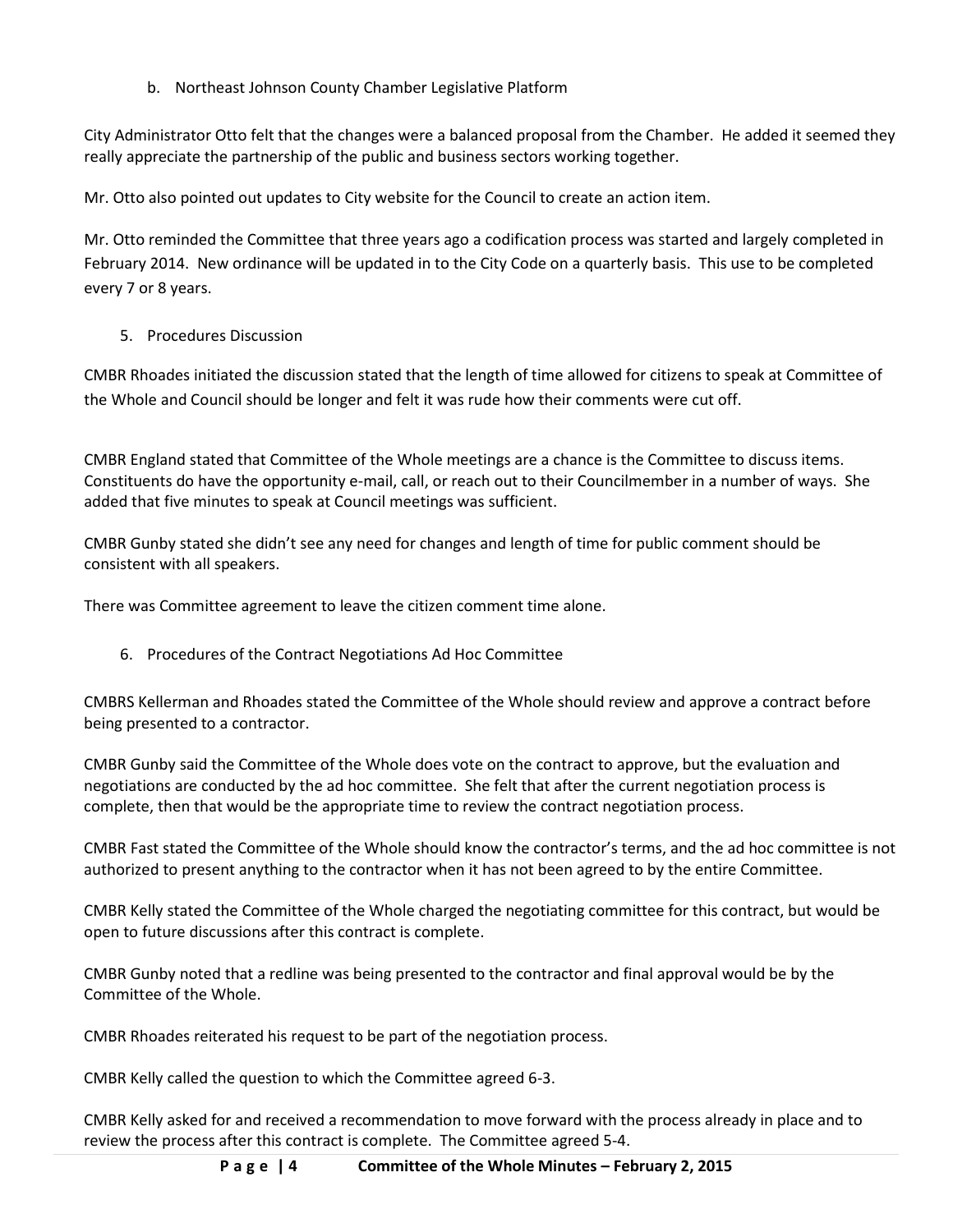b. Northeast Johnson County Chamber Legislative Platform

City Administrator Otto felt that the changes were a balanced proposal from the Chamber. He added it seemed they really appreciate the partnership of the public and business sectors working together.

Mr. Otto also pointed out updates to City website for the Council to create an action item.

Mr. Otto reminded the Committee that three years ago a codification process was started and largely completed in February 2014. New ordinance will be updated in to the City Code on a quarterly basis. This use to be completed every 7 or 8 years.

5. Procedures Discussion

CMBR Rhoades initiated the discussion stated that the length of time allowed for citizens to speak at Committee of the Whole and Council should be longer and felt it was rude how their comments were cut off.

CMBR England stated that Committee of the Whole meetings are a chance is the Committee to discuss items. Constituents do have the opportunity e-mail, call, or reach out to their Councilmember in a number of ways. She added that five minutes to speak at Council meetings was sufficient.

CMBR Gunby stated she didn't see any need for changes and length of time for public comment should be consistent with all speakers.

There was Committee agreement to leave the citizen comment time alone.

6. Procedures of the Contract Negotiations Ad Hoc Committee

CMBRS Kellerman and Rhoades stated the Committee of the Whole should review and approve a contract before being presented to a contractor.

CMBR Gunby said the Committee of the Whole does vote on the contract to approve, but the evaluation and negotiations are conducted by the ad hoc committee. She felt that after the current negotiation process is complete, then that would be the appropriate time to review the contract negotiation process.

CMBR Fast stated the Committee of the Whole should know the contractor's terms, and the ad hoc committee is not authorized to present anything to the contractor when it has not been agreed to by the entire Committee.

CMBR Kelly stated the Committee of the Whole charged the negotiating committee for this contract, but would be open to future discussions after this contract is complete.

CMBR Gunby noted that a redline was being presented to the contractor and final approval would be by the Committee of the Whole.

CMBR Rhoades reiterated his request to be part of the negotiation process.

CMBR Kelly called the question to which the Committee agreed 6-3.

CMBR Kelly asked for and received a recommendation to move forward with the process already in place and to review the process after this contract is complete. The Committee agreed 5-4.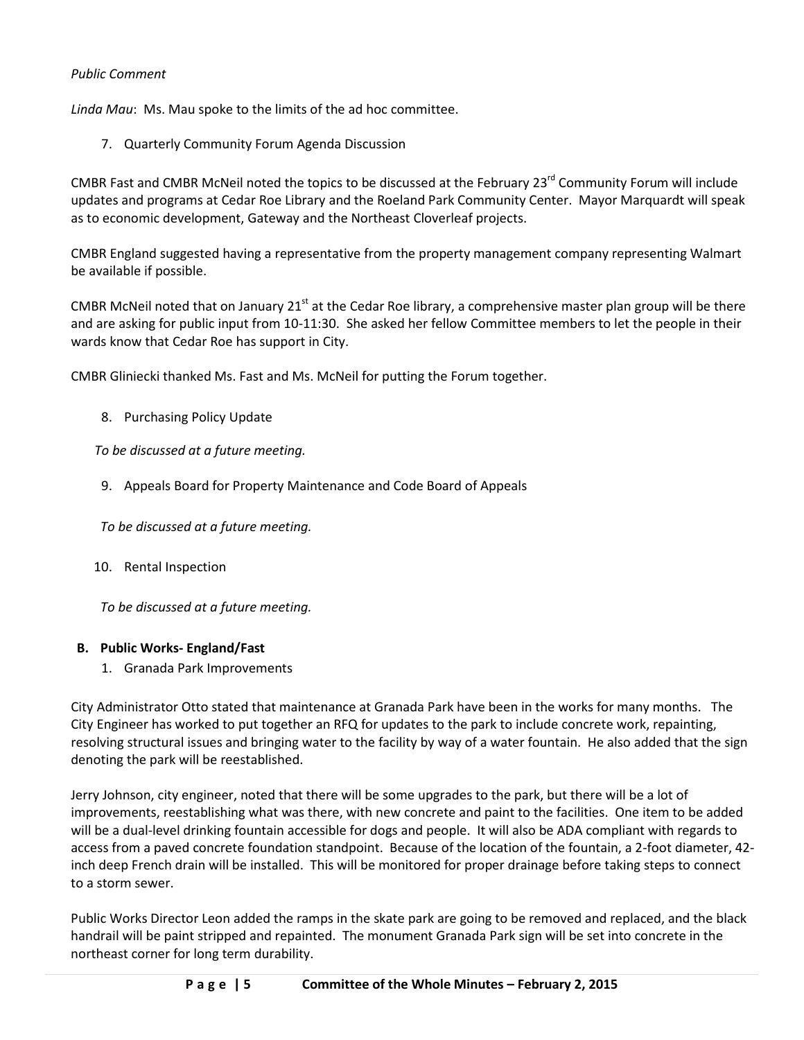*Public Comment*

*Linda Mau*: Ms. Mau spoke to the limits of the ad hoc committee.

7. Quarterly Community Forum Agenda Discussion

CMBR Fast and CMBR McNeil noted the topics to be discussed at the February 23rd Community Forum will include updates and programs at Cedar Roe Library and the Roeland Park Community Center. Mayor Marquardt will speak as to economic development, Gateway and the Northeast Cloverleaf projects.

CMBR England suggested having a representative from the property management company representing Walmart be available if possible.

CMBR McNeil noted that on January 21st at the Cedar Roe library, a comprehensive master plan group will be there and are asking for public input from 10-11:30. She asked her fellow Committee members to let the people in their wards know that Cedar Roe has support in City.

CMBR Gliniecki thanked Ms. Fast and Ms. McNeil for putting the Forum together.

8. Purchasing Policy Update

*To be discussed at a future meeting.*

9. Appeals Board for Property Maintenance and Code Board of Appeals

*To be discussed at a future meeting.*

10. Rental Inspection

*To be discussed at a future meeting.*

**B. Public Works- England/Fast**

1. Granada Park Improvements

City Administrator Otto stated that maintenance at Granada Park have been in the works for many months. The City Engineer has worked to put together an RFQ for updates to the park to include concrete work, repainting, resolving structural issues and bringing water to the facility by way of a water fountain. He also added that the sign denoting the park will be reestablished.

Jerry Johnson, city engineer, noted that there will be some upgrades to the park, but there will be a lot of improvements, reestablishing what was there, with new concrete and paint to the facilities. One item to be added will be a dual-level drinking fountain accessible for dogs and people. It will also be ADA compliant with regards to access from a paved concrete foundation standpoint. Because of the location of the fountain, a 2-foot diameter, 42-inch deep French drain will be installed. This will be monitored for proper drainage before taking steps to connect to a storm sewer.

Public Works Director Leon added the ramps in the skate park are going to be removed and replaced, and the black handrail will be paint stripped and repainted. The monument Granada Park sign will be set into concrete in the northeast corner for long term durability.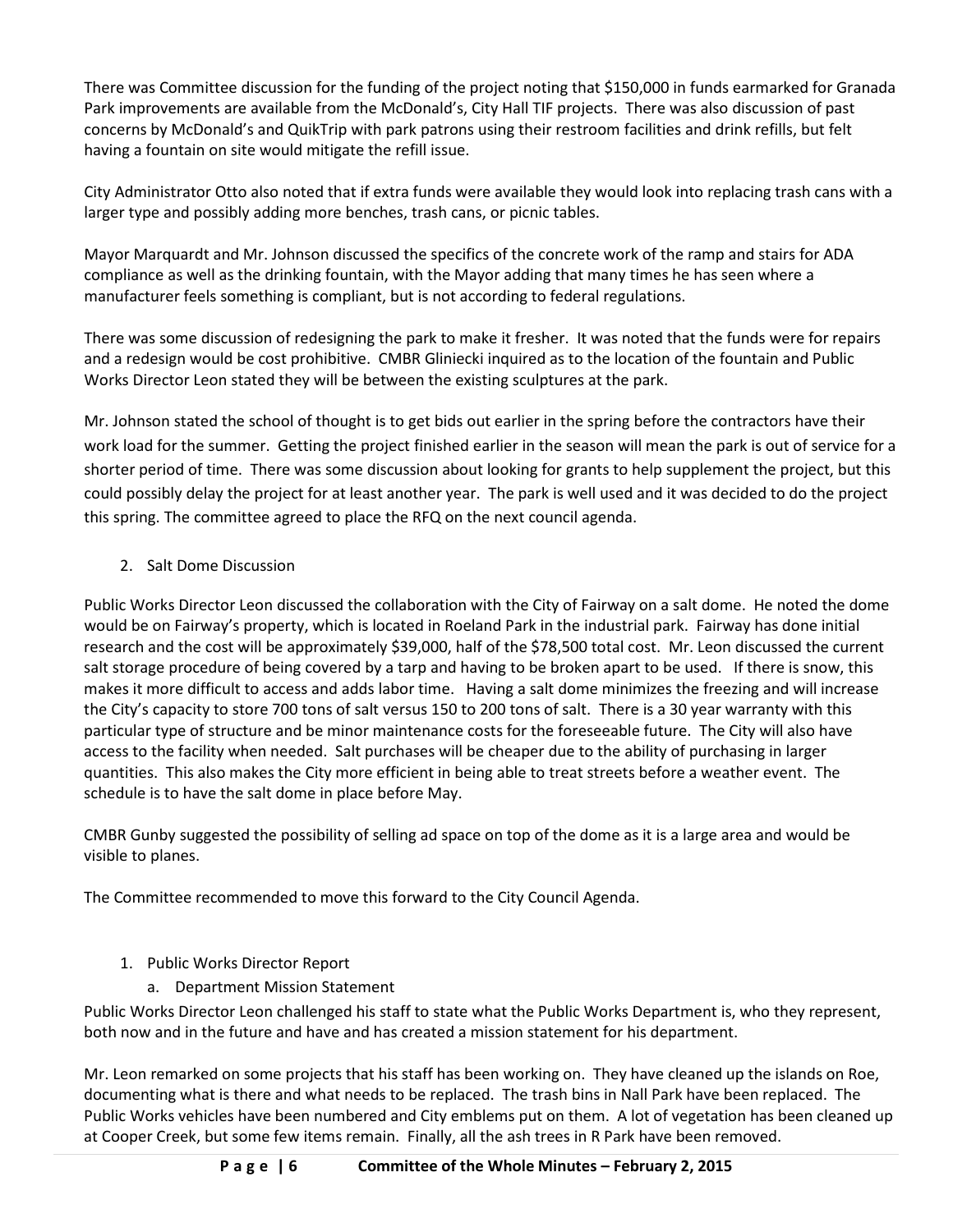There was Committee discussion for the funding of the project noting that $150,000 in funds earmarked for Granada Park improvements are available from the McDonald's, City Hall TIF projects. There was also discussion of past concerns by McDonald's and QuikTrip with park patrons using their restroom facilities and drink refills, but felt having a fountain on site would mitigate the refill issue.

City Administrator Otto also noted that if extra funds were available they would look into replacing trash cans with a larger type and possibly adding more benches, trash cans, or picnic tables.

Mayor Marquardt and Mr. Johnson discussed the specifics of the concrete work of the ramp and stairs for ADA compliance as well as the drinking fountain, with the Mayor adding that many times he has seen where a manufacturer feels something is compliant, but is not according to federal regulations.

There was some discussion of redesigning the park to make it fresher. It was noted that the funds were for repairs and a redesign would be cost prohibitive. CMBR Gliniecki inquired as to the location of the fountain and Public Works Director Leon stated they will be between the existing sculptures at the park.

Mr. Johnson stated the school of thought is to get bids out earlier in the spring before the contractors have their work load for the summer. Getting the project finished earlier in the season will mean the park is out of service for a shorter period of time. There was some discussion about looking for grants to help supplement the project, but this could possibly delay the project for at least another year. The park is well used and it was decided to do the project this spring. The committee agreed to place the RFQ on the next council agenda.

2. Salt Dome Discussion

Public Works Director Leon discussed the collaboration with the City of Fairway on a salt dome. He noted the dome would be on Fairway's property, which is located in Roeland Park in the industrial park. Fairway has done initial research and the cost will be approximately $39,000, half of the $78,500 total cost. Mr. Leon discussed the current salt storage procedure of being covered by a tarp and having to be broken apart to be used. If there is snow, this makes it more difficult to access and adds labor time. Having a salt dome minimizes the freezing and will increase the City's capacity to store 700 tons of salt versus 150 to 200 tons of salt. There is a 30 year warranty with this particular type of structure and be minor maintenance costs for the foreseeable future. The City will also have access to the facility when needed. Salt purchases will be cheaper due to the ability of purchasing in larger quantities. This also makes the City more efficient in being able to treat streets before a weather event. The schedule is to have the salt dome in place before May.

CMBR Gunby suggested the possibility of selling ad space on top of the dome as it is a large area and would be visible to planes.

The Committee recommended to move this forward to the City Council Agenda.

1. Public Works Director Report
   a. Department Mission Statement

Public Works Director Leon challenged his staff to state what the Public Works Department is, who they represent, both now and in the future and have and has created a mission statement for his department.

Mr. Leon remarked on some projects that his staff has been working on. They have cleaned up the islands on Roe, documenting what is there and what needs to be replaced. The trash bins in Nall Park have been replaced. The Public Works vehicles have been numbered and City emblems put on them. A lot of vegetation has been cleaned up at Cooper Creek, but some few items remain. Finally, all the ash trees in R Park have been removed.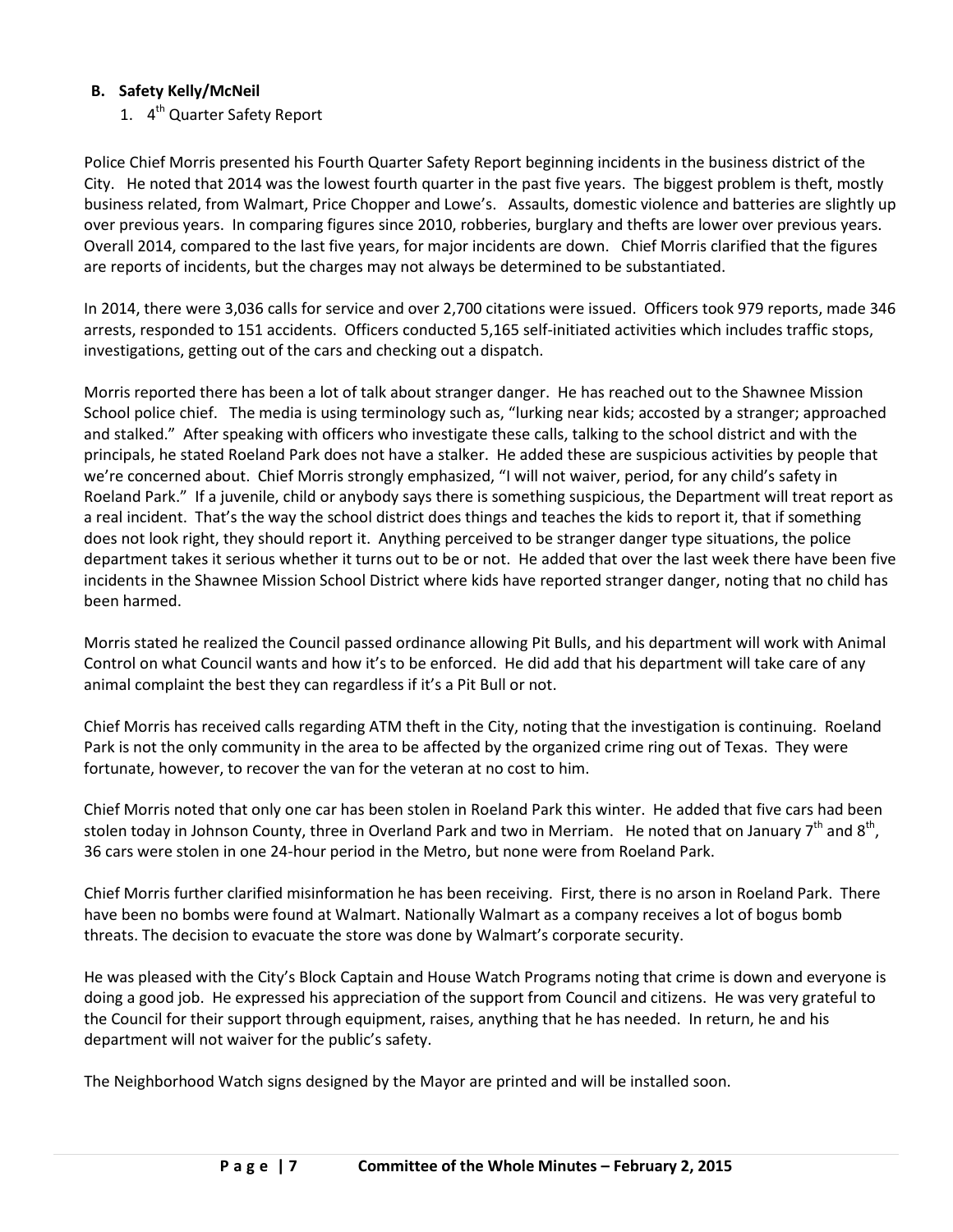**B. Safety Kelly/McNeil**

1. 4th Quarter Safety Report

Police Chief Morris presented his Fourth Quarter Safety Report beginning incidents in the business district of the City. He noted that 2014 was the lowest fourth quarter in the past five years. The biggest problem is theft, mostly business related, from Walmart, Price Chopper and Lowe's. Assaults, domestic violence and batteries are slightly up over previous years. In comparing figures since 2010, robberies, burglary and thefts are lower over previous years. Overall 2014, compared to the last five years, for major incidents are down. Chief Morris clarified that the figures are reports of incidents, but the charges may not always be determined to be substantiated.

In 2014, there were 3,036 calls for service and over 2,700 citations were issued. Officers took 979 reports, made 346 arrests, responded to 151 accidents. Officers conducted 5,165 self-initiated activities which includes traffic stops, investigations, getting out of the cars and checking out a dispatch.

Morris reported there has been a lot of talk about stranger danger. He has reached out to the Shawnee Mission School police chief. The media is using terminology such as, "lurking near kids; accosted by a stranger; approached and stalked." After speaking with officers who investigate these calls, talking to the school district and with the principals, he stated Roeland Park does not have a stalker. He added these are suspicious activities by people that we're concerned about. Chief Morris strongly emphasized, "I will not waiver, period, for any child's safety in Roeland Park." If a juvenile, child or anybody says there is something suspicious, the Department will treat report as a real incident. That's the way the school district does things and teaches the kids to report it, that if something does not look right, they should report it. Anything perceived to be stranger danger type situations, the police department takes it serious whether it turns out to be or not. He added that over the last week there have been five incidents in the Shawnee Mission School District where kids have reported stranger danger, noting that no child has been harmed.

Morris stated he realized the Council passed ordinance allowing Pit Bulls, and his department will work with Animal Control on what Council wants and how it's to be enforced. He did add that his department will take care of any animal complaint the best they can regardless if it's a Pit Bull or not.

Chief Morris has received calls regarding ATM theft in the City, noting that the investigation is continuing. Roeland Park is not the only community in the area to be affected by the organized crime ring out of Texas. They were fortunate, however, to recover the van for the veteran at no cost to him.

Chief Morris noted that only one car has been stolen in Roeland Park this winter. He added that five cars had been stolen today in Johnson County, three in Overland Park and two in Merriam. He noted that on January 7th and 8th, 36 cars were stolen in one 24-hour period in the Metro, but none were from Roeland Park.

Chief Morris further clarified misinformation he has been receiving. First, there is no arson in Roeland Park. There have been no bombs were found at Walmart. Nationally Walmart as a company receives a lot of bogus bomb threats. The decision to evacuate the store was done by Walmart's corporate security.

He was pleased with the City's Block Captain and House Watch Programs noting that crime is down and everyone is doing a good job. He expressed his appreciation of the support from Council and citizens. He was very grateful to the Council for their support through equipment, raises, anything that he has needed. In return, he and his department will not waiver for the public's safety.

The Neighborhood Watch signs designed by the Mayor are printed and will be installed soon.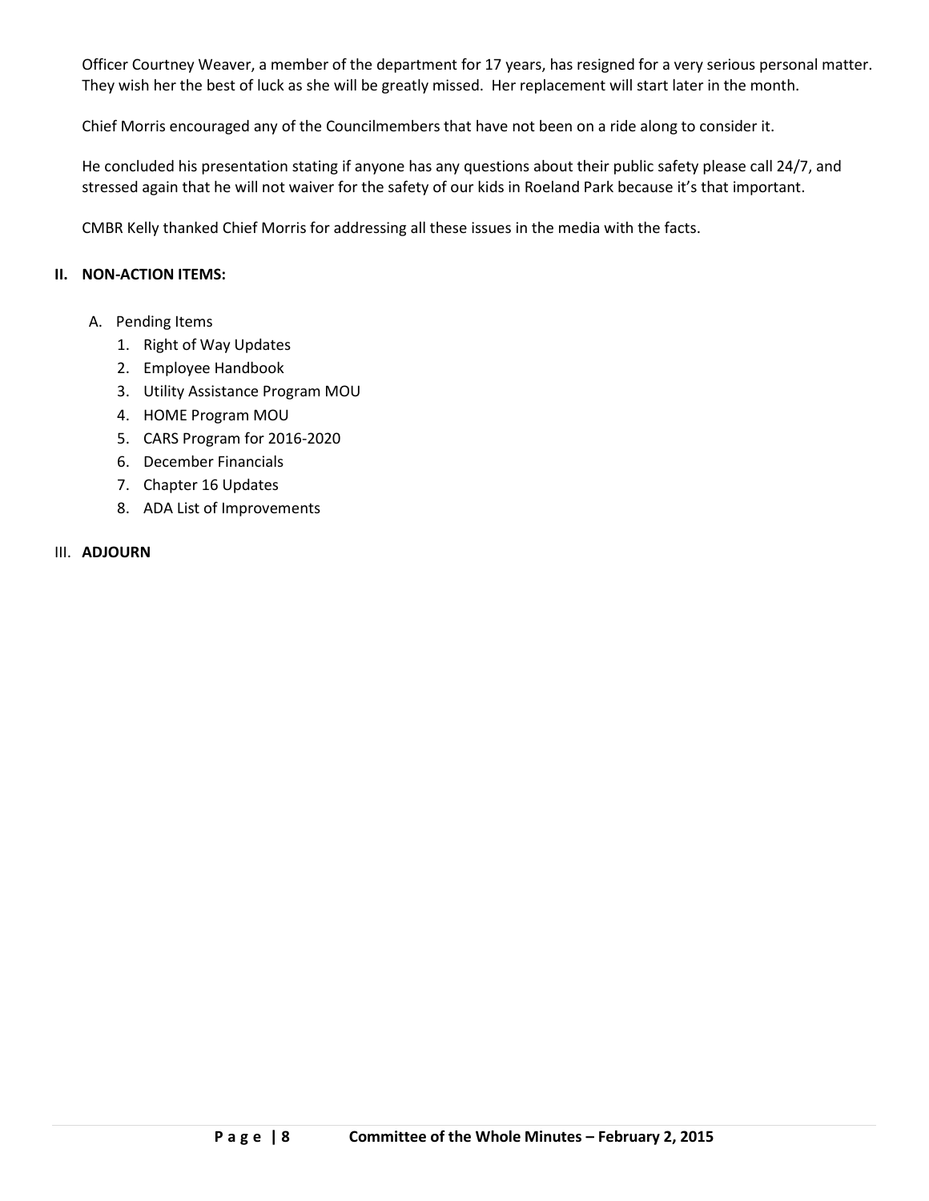Officer Courtney Weaver, a member of the department for 17 years, has resigned for a very serious personal matter. They wish her the best of luck as she will be greatly missed. Her replacement will start later in the month.

Chief Morris encouraged any of the Councilmembers that have not been on a ride along to consider it.

He concluded his presentation stating if anyone has any questions about their public safety please call 24/7, and stressed again that he will not waiver for the safety of our kids in Roeland Park because it's that important.

CMBR Kelly thanked Chief Morris for addressing all these issues in the media with the facts.

## II. NON-ACTION ITEMS:

A. Pending Items

1. Right of Way Updates
2. Employee Handbook
3. Utility Assistance Program MOU
4. HOME Program MOU
5. CARS Program for 2016-2020
6. December Financials
7. Chapter 16 Updates
8. ADA List of Improvements

## III. ADJOURN